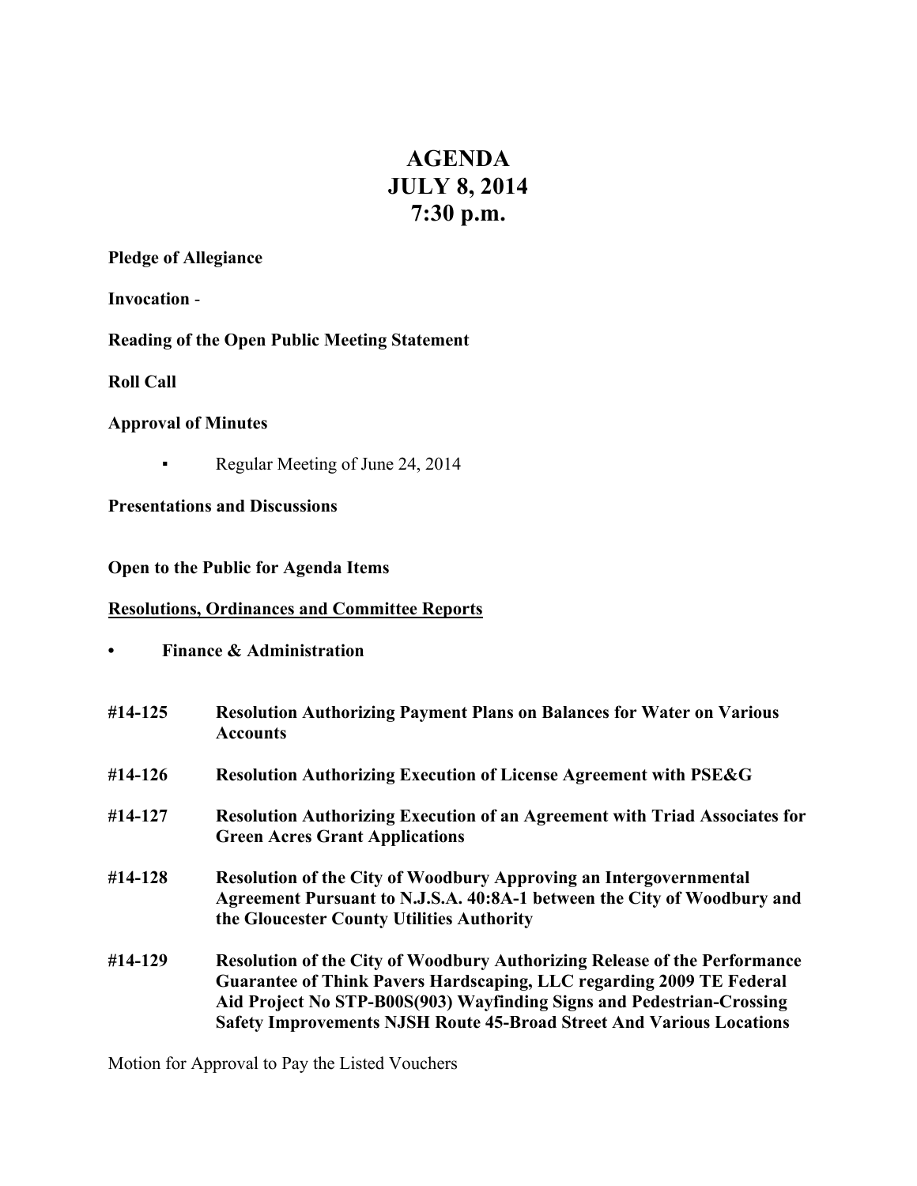# AGENDA
# JULY 8, 2014
# 7:30 p.m.

**Pledge of Allegiance**

**Invocation** -

**Reading of the Open Public Meeting Statement**

**Roll Call**

**Approval of Minutes**

- Regular Meeting of June 24, 2014

**Presentations and Discussions**

**Open to the Public for Agenda Items**

**Resolutions, Ordinances and Committee Reports**

- **Finance & Administration**

**#14-125** **Resolution Authorizing Payment Plans on Balances for Water on Various Accounts**

**#14-126** **Resolution Authorizing Execution of License Agreement with PSE&G**

**#14-127** **Resolution Authorizing Execution of an Agreement with Triad Associates for Green Acres Grant Applications**

**#14-128** **Resolution of the City of Woodbury Approving an Intergovernmental Agreement Pursuant to N.J.S.A. 40:8A-1 between the City of Woodbury and the Gloucester County Utilities Authority**

**#14-129** **Resolution of the City of Woodbury Authorizing Release of the Performance Guarantee of Think Pavers Hardscaping, LLC regarding 2009 TE Federal Aid Project No STP-B00S(903) Wayfinding Signs and Pedestrian-Crossing Safety Improvements NJSH Route 45-Broad Street And Various Locations**

Motion for Approval to Pay the Listed Vouchers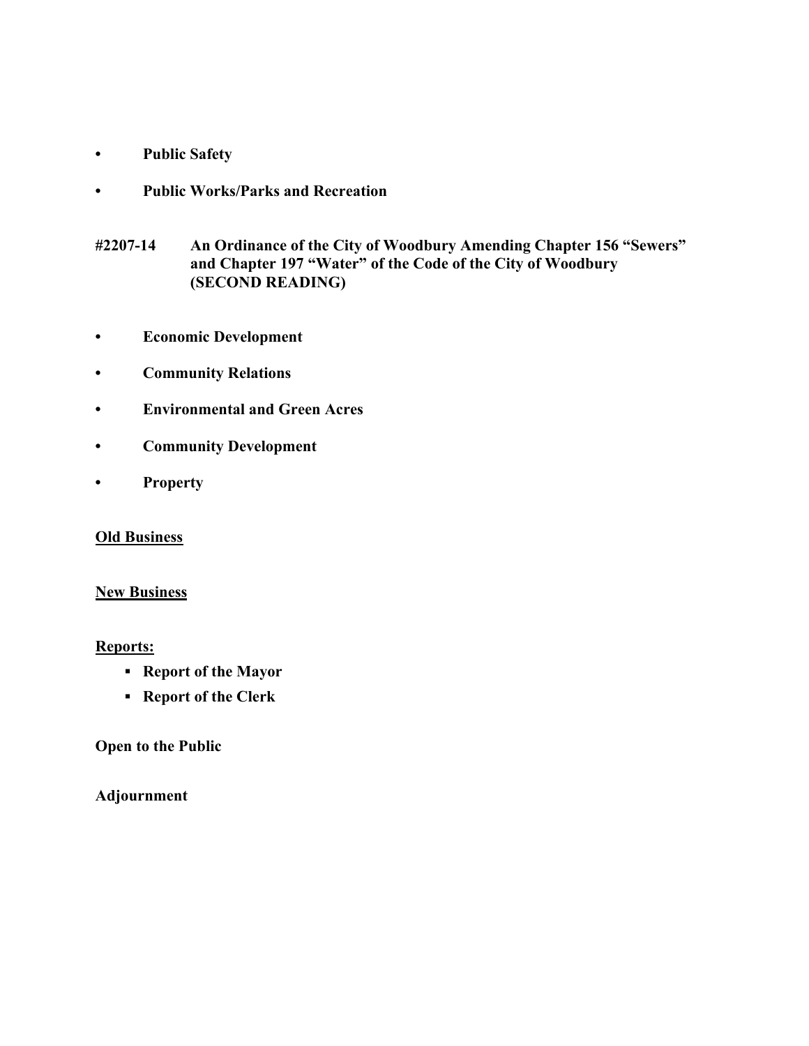- **Public Safety**
- **Public Works/Parks and Recreation**

**#2207-14 An Ordinance of the City of Woodbury Amending Chapter 156 "Sewers" and Chapter 197 "Water" of the Code of the City of Woodbury (SECOND READING)**

- **Economic Development**
- **Community Relations**
- **Environmental and Green Acres**
- **Community Development**
- **Property**

**Old Business**

**New Business**

**Reports:**

- **Report of the Mayor**
- **Report of the Clerk**

**Open to the Public**

**Adjournment**